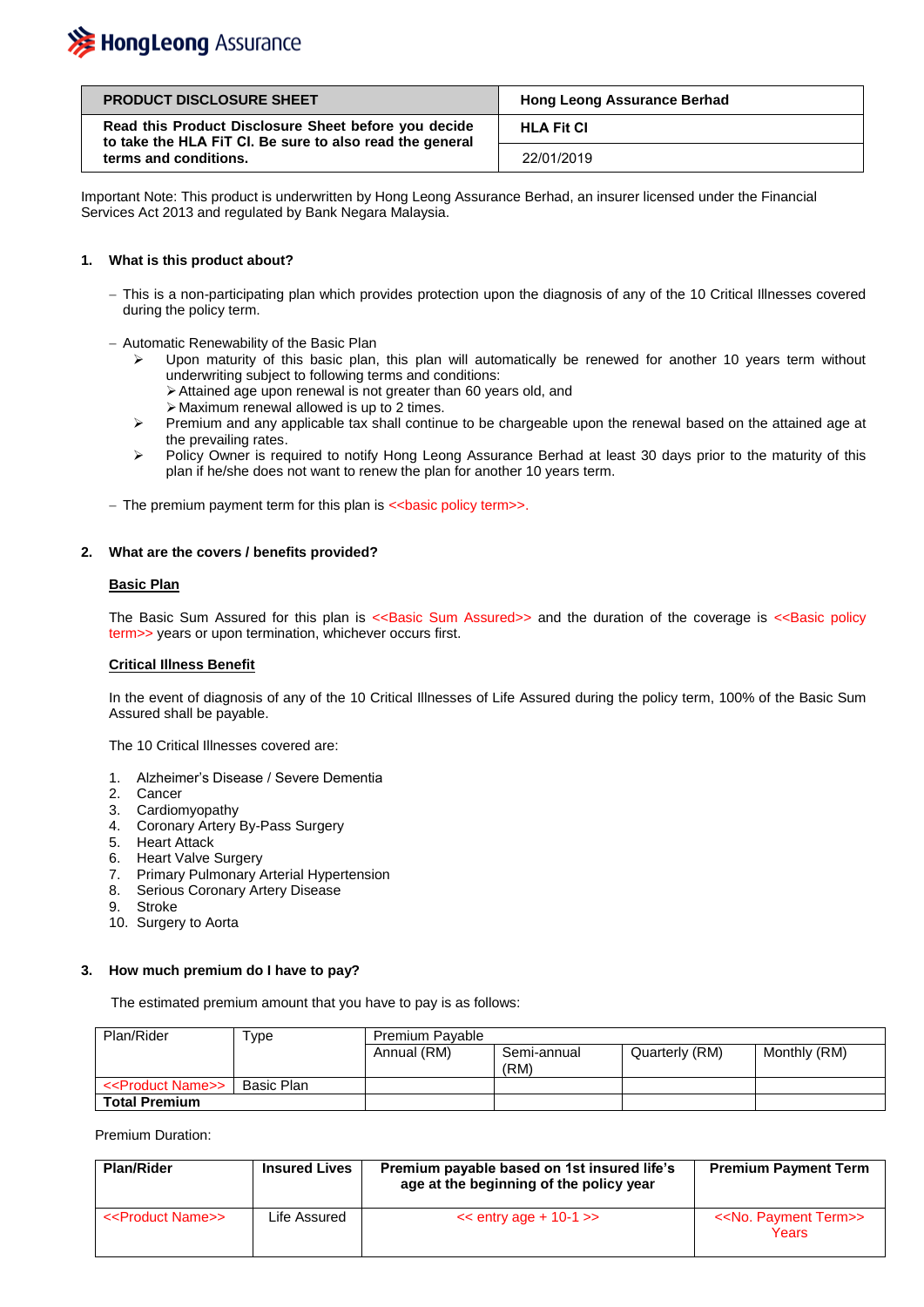| PRODUCT DISCLOSURE SHEET | Hong Leong Assurance Berhad |
|---|---|
| **Read this Product Disclosure Sheet before you decide to take the HLA FiT CI. Be sure to also read the general terms and conditions.** | **HLA Fit CI** |
| | 22/01/2019 |

Important Note: This product is underwritten by Hong Leong Assurance Berhad, an insurer licensed under the Financial Services Act 2013 and regulated by Bank Negara Malaysia.

## 1. What is this product about?

- This is a non-participating plan which provides protection upon the diagnosis of any of the 10 Critical Illnesses covered during the policy term.

- Automatic Renewability of the Basic Plan
  - Upon maturity of this basic plan, this plan will automatically be renewed for another 10 years term without underwriting subject to following terms and conditions:
    - Attained age upon renewal is not greater than 60 years old, and
    - Maximum renewal allowed is up to 2 times.
  - Premium and any applicable tax shall continue to be chargeable upon the renewal based on the attained age at the prevailing rates.
  - Policy Owner is required to notify Hong Leong Assurance Berhad at least 30 days prior to the maturity of this plan if he/she does not want to renew the plan for another 10 years term.

- The premium payment term for this plan is <<basic policy term>>.

## 2. What are the covers / benefits provided?

**Basic Plan**

The Basic Sum Assured for this plan is <<Basic Sum Assured>> and the duration of the coverage is <<Basic policy term>> years or upon termination, whichever occurs first.

**Critical Illness Benefit**

In the event of diagnosis of any of the 10 Critical Illnesses of Life Assured during the policy term, 100% of the Basic Sum Assured shall be payable.

The 10 Critical Illnesses covered are:

1. Alzheimer's Disease / Severe Dementia
2. Cancer
3. Cardiomyopathy
4. Coronary Artery By-Pass Surgery
5. Heart Attack
6. Heart Valve Surgery
7. Primary Pulmonary Arterial Hypertension
8. Serious Coronary Artery Disease
9. Stroke
10. Surgery to Aorta

## 3. How much premium do I have to pay?

The estimated premium amount that you have to pay is as follows:

| Plan/Rider | Type | Premium Payable | | | |
|---|---|---|---|---|---|
| | | Annual (RM) | Semi-annual (RM) | Quarterly (RM) | Monthly (RM) |
| <<Product Name>> | Basic Plan | | | | |
| **Total Premium** | | | | | |

Premium Duration:

| Plan/Rider | Insured Lives | Premium payable based on 1st insured life's age at the beginning of the policy year | Premium Payment Term |
|---|---|---|---|
| <<Product Name>> | Life Assured | << entry age + 10-1 >> | <<No. Payment Term>> Years |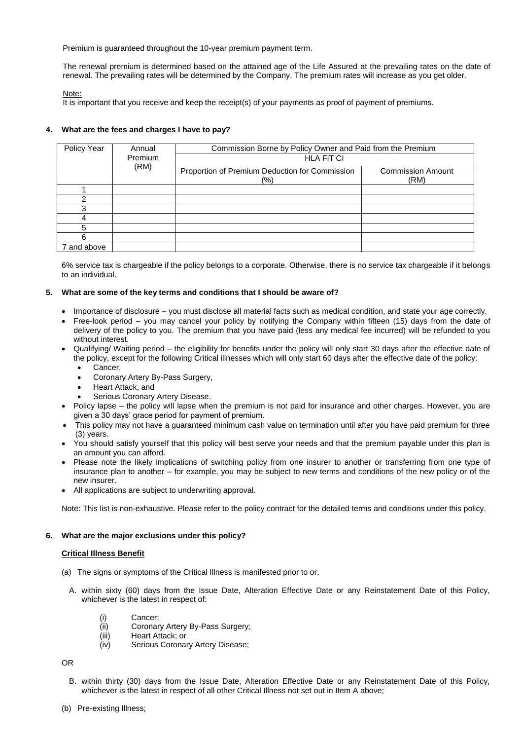Premium is guaranteed throughout the 10-year premium payment term.

The renewal premium is determined based on the attained age of the Life Assured at the prevailing rates on the date of renewal. The prevailing rates will be determined by the Company. The premium rates will increase as you get older.

Note:
It is important that you receive and keep the receipt(s) of your payments as proof of payment of premiums.

**4. What are the fees and charges I have to pay?**

| Policy Year | Annual Premium (RM) | Commission Borne by Policy Owner and Paid from the Premium | |
|---|---|---|---|
| | | HLA FiT CI | |
| | | Proportion of Premium Deduction for Commission (%) | Commission Amount (RM) |
| 1 | | | |
| 2 | | | |
| 3 | | | |
| 4 | | | |
| 5 | | | |
| 6 | | | |
| 7 and above | | | |

6% service tax is chargeable if the policy belongs to a corporate. Otherwise, there is no service tax chargeable if it belongs to an individual.

**5. What are some of the key terms and conditions that I should be aware of?**

- Importance of disclosure – you must disclose all material facts such as medical condition, and state your age correctly.
- Free-look period – you may cancel your policy by notifying the Company within fifteen (15) days from the date of delivery of the policy to you. The premium that you have paid (less any medical fee incurred) will be refunded to you without interest.
- Qualifying/ Waiting period – the eligibility for benefits under the policy will only start 30 days after the effective date of the policy, except for the following Critical illnesses which will only start 60 days after the effective date of the policy:
  - Cancer,
  - Coronary Artery By-Pass Surgery,
  - Heart Attack, and
  - Serious Coronary Artery Disease.
- Policy lapse – the policy will lapse when the premium is not paid for insurance and other charges. However, you are given a 30 days' grace period for payment of premium.
- This policy may not have a guaranteed minimum cash value on termination until after you have paid premium for three (3) years.
- You should satisfy yourself that this policy will best serve your needs and that the premium payable under this plan is an amount you can afford.
- Please note the likely implications of switching policy from one insurer to another or transferring from one type of insurance plan to another – for example, you may be subject to new terms and conditions of the new policy or of the new insurer.
- All applications are subject to underwriting approval.

Note: This list is non-exhaustive. Please refer to the policy contract for the detailed terms and conditions under this policy.

**6. What are the major exclusions under this policy?**

**Critical Illness Benefit**

(a) The signs or symptoms of the Critical Illness is manifested prior to or:

A. within sixty (60) days from the Issue Date, Alteration Effective Date or any Reinstatement Date of this Policy, whichever is the latest in respect of:

(i) Cancer;
(ii) Coronary Artery By-Pass Surgery;
(iii) Heart Attack; or
(iv) Serious Coronary Artery Disease;

OR

B. within thirty (30) days from the Issue Date, Alteration Effective Date or any Reinstatement Date of this Policy, whichever is the latest in respect of all other Critical Illness not set out in Item A above;

(b) Pre-existing Illness;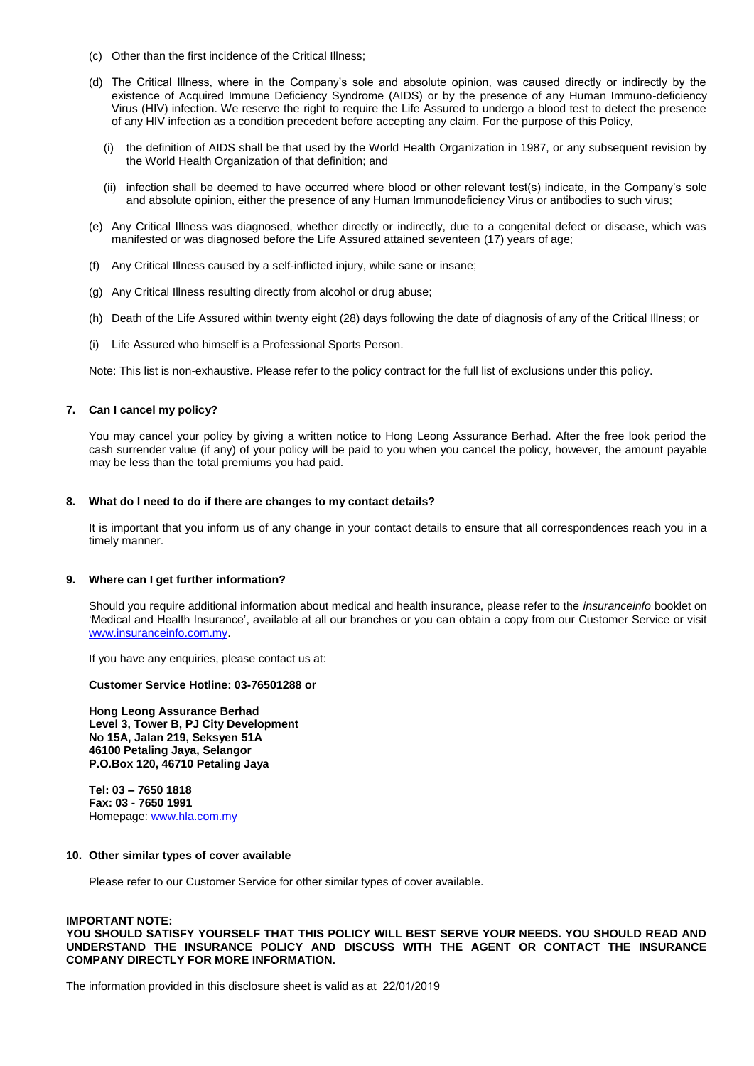(c) Other than the first incidence of the Critical Illness;

(d) The Critical Illness, where in the Company's sole and absolute opinion, was caused directly or indirectly by the existence of Acquired Immune Deficiency Syndrome (AIDS) or by the presence of any Human Immuno-deficiency Virus (HIV) infection. We reserve the right to require the Life Assured to undergo a blood test to detect the presence of any HIV infection as a condition precedent before accepting any claim. For the purpose of this Policy,

   (i) the definition of AIDS shall be that used by the World Health Organization in 1987, or any subsequent revision by the World Health Organization of that definition; and

   (ii) infection shall be deemed to have occurred where blood or other relevant test(s) indicate, in the Company's sole and absolute opinion, either the presence of any Human Immunodeficiency Virus or antibodies to such virus;

(e) Any Critical Illness was diagnosed, whether directly or indirectly, due to a congenital defect or disease, which was manifested or was diagnosed before the Life Assured attained seventeen (17) years of age;

(f) Any Critical Illness caused by a self-inflicted injury, while sane or insane;

(g) Any Critical Illness resulting directly from alcohol or drug abuse;

(h) Death of the Life Assured within twenty eight (28) days following the date of diagnosis of any of the Critical Illness; or

(i) Life Assured who himself is a Professional Sports Person.

Note: This list is non-exhaustive. Please refer to the policy contract for the full list of exclusions under this policy.

**7. Can I cancel my policy?**

You may cancel your policy by giving a written notice to Hong Leong Assurance Berhad. After the free look period the cash surrender value (if any) of your policy will be paid to you when you cancel the policy, however, the amount payable may be less than the total premiums you had paid.

**8. What do I need to do if there are changes to my contact details?**

It is important that you inform us of any change in your contact details to ensure that all correspondences reach you in a timely manner.

**9. Where can I get further information?**

Should you require additional information about medical and health insurance, please refer to the *insuranceinfo* booklet on 'Medical and Health Insurance', available at all our branches or you can obtain a copy from our Customer Service or visit www.insuranceinfo.com.my.

If you have any enquiries, please contact us at:

**Customer Service Hotline: 03-76501288 or**

**Hong Leong Assurance Berhad**
**Level 3, Tower B, PJ City Development**
**No 15A, Jalan 219, Seksyen 51A**
**46100 Petaling Jaya, Selangor**
**P.O.Box 120, 46710 Petaling Jaya**

**Tel: 03 – 7650 1818**
**Fax: 03 - 7650 1991**
Homepage: www.hla.com.my

**10. Other similar types of cover available**

Please refer to our Customer Service for other similar types of cover available.

**IMPORTANT NOTE:**
**YOU SHOULD SATISFY YOURSELF THAT THIS POLICY WILL BEST SERVE YOUR NEEDS. YOU SHOULD READ AND UNDERSTAND THE INSURANCE POLICY AND DISCUSS WITH THE AGENT OR CONTACT THE INSURANCE COMPANY DIRECTLY FOR MORE INFORMATION.**

The information provided in this disclosure sheet is valid as at 22/01/2019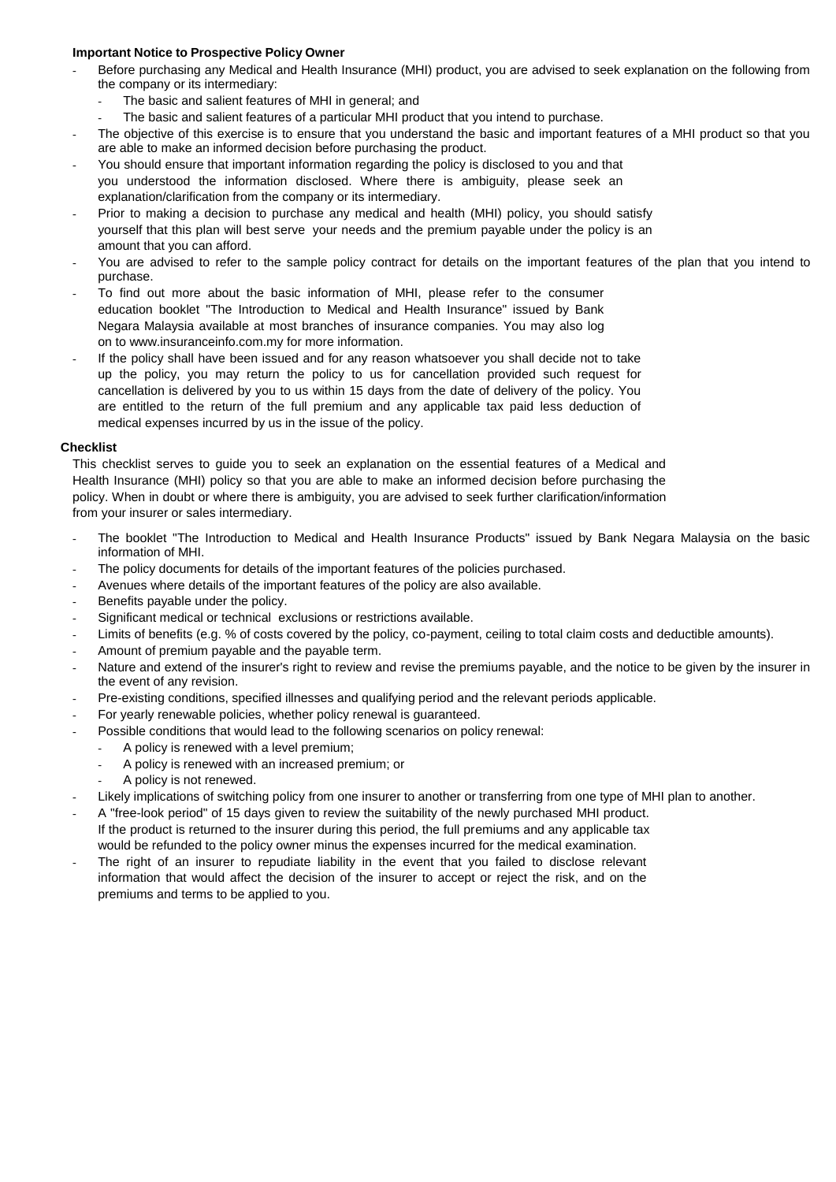**Important Notice to Prospective Policy Owner**

- Before purchasing any Medical and Health Insurance (MHI) product, you are advised to seek explanation on the following from the company or its intermediary:
  - The basic and salient features of MHI in general; and
  - The basic and salient features of a particular MHI product that you intend to purchase.
- The objective of this exercise is to ensure that you understand the basic and important features of a MHI product so that you are able to make an informed decision before purchasing the product.
- You should ensure that important information regarding the policy is disclosed to you and that you understood the information disclosed. Where there is ambiguity, please seek an explanation/clarification from the company or its intermediary.
- Prior to making a decision to purchase any medical and health (MHI) policy, you should satisfy yourself that this plan will best serve your needs and the premium payable under the policy is an amount that you can afford.
- You are advised to refer to the sample policy contract for details on the important features of the plan that you intend to purchase.
- To find out more about the basic information of MHI, please refer to the consumer education booklet "The Introduction to Medical and Health Insurance" issued by Bank Negara Malaysia available at most branches of insurance companies. You may also log on to www.insuranceinfo.com.my for more information.
- If the policy shall have been issued and for any reason whatsoever you shall decide not to take up the policy, you may return the policy to us for cancellation provided such request for cancellation is delivered by you to us within 15 days from the date of delivery of the policy. You are entitled to the return of the full premium and any applicable tax paid less deduction of medical expenses incurred by us in the issue of the policy.

**Checklist**

This checklist serves to guide you to seek an explanation on the essential features of a Medical and Health Insurance (MHI) policy so that you are able to make an informed decision before purchasing the policy. When in doubt or where there is ambiguity, you are advised to seek further clarification/information from your insurer or sales intermediary.

- The booklet "The Introduction to Medical and Health Insurance Products" issued by Bank Negara Malaysia on the basic information of MHI.
- The policy documents for details of the important features of the policies purchased.
- Avenues where details of the important features of the policy are also available.
- Benefits payable under the policy.
- Significant medical or technical exclusions or restrictions available.
- Limits of benefits (e.g. % of costs covered by the policy, co-payment, ceiling to total claim costs and deductible amounts).
- Amount of premium payable and the payable term.
- Nature and extend of the insurer's right to review and revise the premiums payable, and the notice to be given by the insurer in the event of any revision.
- Pre-existing conditions, specified illnesses and qualifying period and the relevant periods applicable.
- For yearly renewable policies, whether policy renewal is guaranteed.
- Possible conditions that would lead to the following scenarios on policy renewal:
  - A policy is renewed with a level premium;
  - A policy is renewed with an increased premium; or
  - A policy is not renewed.
- Likely implications of switching policy from one insurer to another or transferring from one type of MHI plan to another.
- A "free-look period" of 15 days given to review the suitability of the newly purchased MHI product. If the product is returned to the insurer during this period, the full premiums and any applicable tax would be refunded to the policy owner minus the expenses incurred for the medical examination.
- The right of an insurer to repudiate liability in the event that you failed to disclose relevant information that would affect the decision of the insurer to accept or reject the risk, and on the premiums and terms to be applied to you.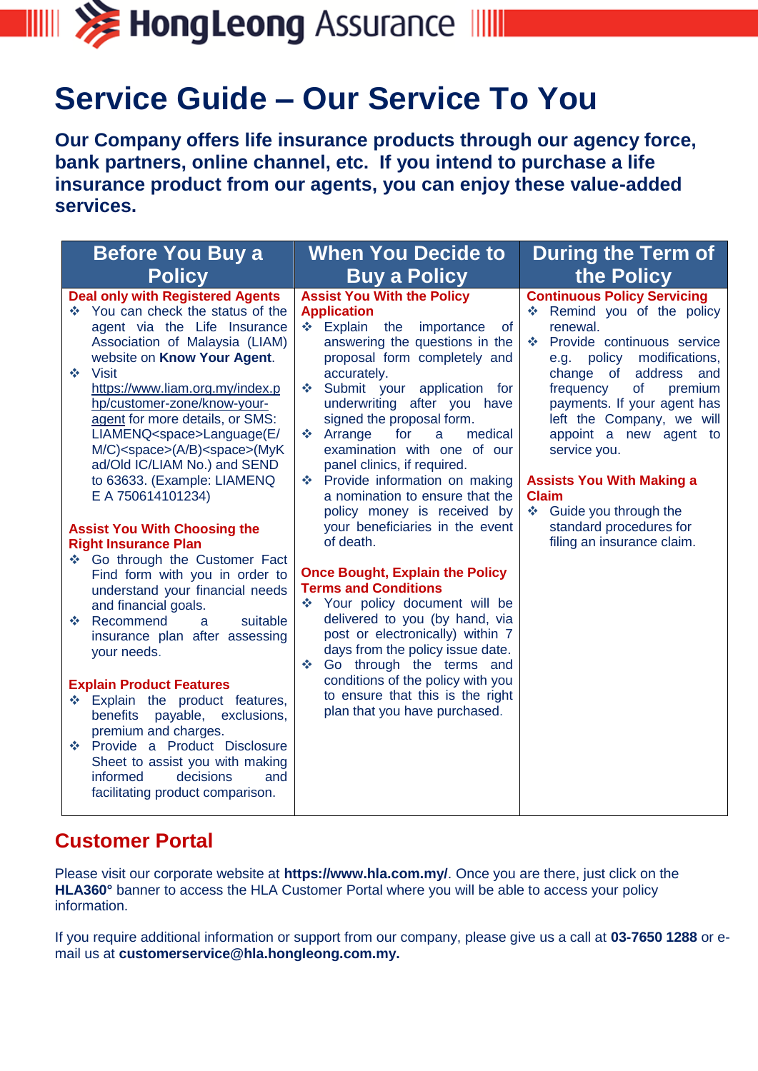# Service Guide – Our Service To You

**Our Company offers life insurance products through our agency force, bank partners, online channel, etc. If you intend to purchase a life insurance product from our agents, you can enjoy these value-added services.**

| Before You Buy a Policy | When You Decide to Buy a Policy | During the Term of the Policy |
|---|---|---|
| **Deal only with Registered Agents**<br>❖ You can check the status of the agent via the Life Insurance Association of Malaysia (LIAM) website on **Know Your Agent**.<br>❖ Visit https://www.liam.org.my/index.php/customer-zone/know-your-agent for more details, or SMS: LIAMENQ<space>Language(E/M/C)<space>(A/B)<space>(MyKad/Old IC/LIAM No.) and SEND to 63633. (Example: LIAMENQ E A 750614101234)<br><br>**Assist You With Choosing the Right Insurance Plan**<br>❖ Go through the Customer Fact Find form with you in order to understand your financial needs and financial goals.<br>❖ Recommend a suitable insurance plan after assessing your needs.<br><br>**Explain Product Features**<br>❖ Explain the product features, benefits payable, exclusions, premium and charges.<br>❖ Provide a Product Disclosure Sheet to assist you with making informed decisions and facilitating product comparison. | **Assist You With the Policy Application**<br>❖ Explain the importance of answering the questions in the proposal form completely and accurately.<br>❖ Submit your application for underwriting after you have signed the proposal form.<br>❖ Arrange for a medical examination with one of our panel clinics, if required.<br>❖ Provide information on making a nomination to ensure that the policy money is received by your beneficiaries in the event of death.<br><br>**Once Bought, Explain the Policy Terms and Conditions**<br>❖ Your policy document will be delivered to you (by hand, via post or electronically) within 7 days from the policy issue date.<br>❖ Go through the terms and conditions of the policy with you to ensure that this is the right plan that you have purchased. | **Continuous Policy Servicing**<br>❖ Remind you of the policy renewal.<br>❖ Provide continuous service e.g. policy modifications, change of address and frequency of premium payments. If your agent has left the Company, we will appoint a new agent to service you.<br><br>**Assists You With Making a Claim**<br>❖ Guide you through the standard procedures for filing an insurance claim. |

## Customer Portal

Please visit our corporate website at **https://www.hla.com.my/**. Once you are there, just click on the **HLA360°** banner to access the HLA Customer Portal where you will be able to access your policy information.

If you require additional information or support from our company, please give us a call at **03-7650 1288** or e-mail us at **customerservice@hla.hongleong.com.my.**